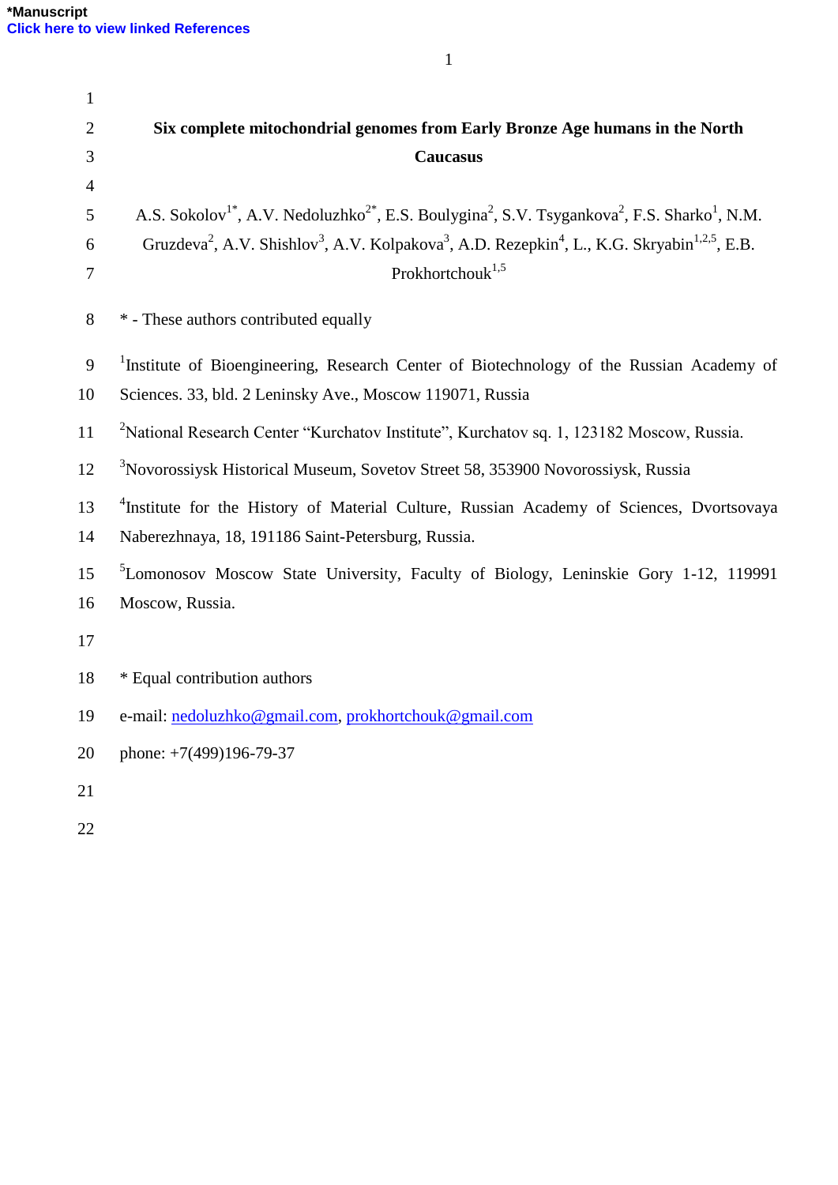*Manuscript
Click here to view linked References

# Six complete mitochondrial genomes from Early Bronze Age humans in the North Caucasus

A.S. Sokolov[1*], A.V. Nedoluzhko[2*], E.S. Boulygina[2], S.V. Tsygankova[2], F.S. Sharko[1], N.M. Gruzdeva[2], A.V. Shishlov[3], A.V. Kolpakova[3], A.D. Rezepkin[4], L., K.G. Skryabin[1,2,5], E.B. Prokhortchouk[1,5]

* - These authors contributed equally

[1]Institute of Bioengineering, Research Center of Biotechnology of the Russian Academy of Sciences. 33, bld. 2 Leninsky Ave., Moscow 119071, Russia

[2]National Research Center "Kurchatov Institute", Kurchatov sq. 1, 123182 Moscow, Russia.

[3]Novorossiysk Historical Museum, Sovetov Street 58, 353900 Novorossiysk, Russia

[4]Institute for the History of Material Culture, Russian Academy of Sciences, Dvortsovaya Naberezhnaya, 18, 191186 Saint-Petersburg, Russia.

[5]Lomonosov Moscow State University, Faculty of Biology, Leninskie Gory 1-12, 119991 Moscow, Russia.

* Equal contribution authors

e-mail: nedoluzhko@gmail.com, prokhortchouk@gmail.com

phone: +7(499)196-79-37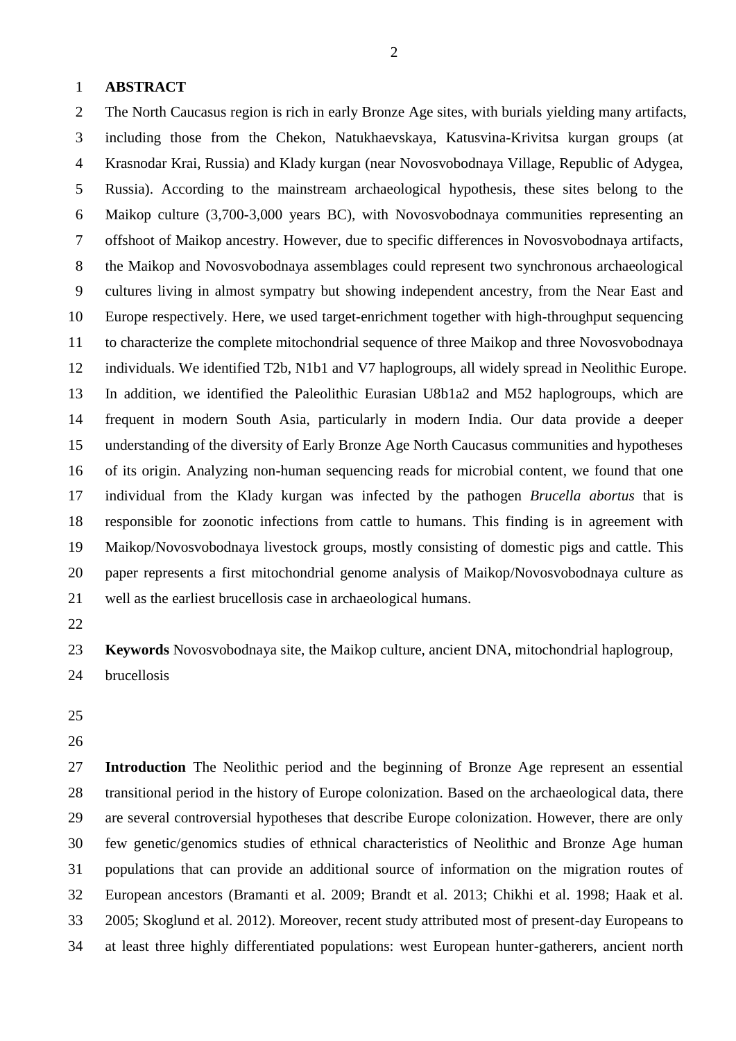## ABSTRACT

The North Caucasus region is rich in early Bronze Age sites, with burials yielding many artifacts, including those from the Chekon, Natukhaevskaya, Katusvina-Krivitsa kurgan groups (at Krasnodar Krai, Russia) and Klady kurgan (near Novosvobodnaya Village, Republic of Adygea, Russia). According to the mainstream archaeological hypothesis, these sites belong to the Maikop culture (3,700-3,000 years BC), with Novosvobodnaya communities representing an offshoot of Maikop ancestry. However, due to specific differences in Novosvobodnaya artifacts, the Maikop and Novosvobodnaya assemblages could represent two synchronous archaeological cultures living in almost sympatry but showing independent ancestry, from the Near East and Europe respectively. Here, we used target-enrichment together with high-throughput sequencing to characterize the complete mitochondrial sequence of three Maikop and three Novosvobodnaya individuals. We identified T2b, N1b1 and V7 haplogroups, all widely spread in Neolithic Europe. In addition, we identified the Paleolithic Eurasian U8b1a2 and M52 haplogroups, which are frequent in modern South Asia, particularly in modern India. Our data provide a deeper understanding of the diversity of Early Bronze Age North Caucasus communities and hypotheses of its origin. Analyzing non-human sequencing reads for microbial content, we found that one individual from the Klady kurgan was infected by the pathogen *Brucella abortus* that is responsible for zoonotic infections from cattle to humans. This finding is in agreement with Maikop/Novosvobodnaya livestock groups, mostly consisting of domestic pigs and cattle. This paper represents a first mitochondrial genome analysis of Maikop/Novosvobodnaya culture as well as the earliest brucellosis case in archaeological humans.

**Keywords** Novosvobodnaya site, the Maikop culture, ancient DNA, mitochondrial haplogroup, brucellosis

**Introduction** The Neolithic period and the beginning of Bronze Age represent an essential transitional period in the history of Europe colonization. Based on the archaeological data, there are several controversial hypotheses that describe Europe colonization. However, there are only few genetic/genomics studies of ethnical characteristics of Neolithic and Bronze Age human populations that can provide an additional source of information on the migration routes of European ancestors (Bramanti et al. 2009; Brandt et al. 2013; Chikhi et al. 1998; Haak et al. 2005; Skoglund et al. 2012). Moreover, recent study attributed most of present-day Europeans to at least three highly differentiated populations: west European hunter-gatherers, ancient north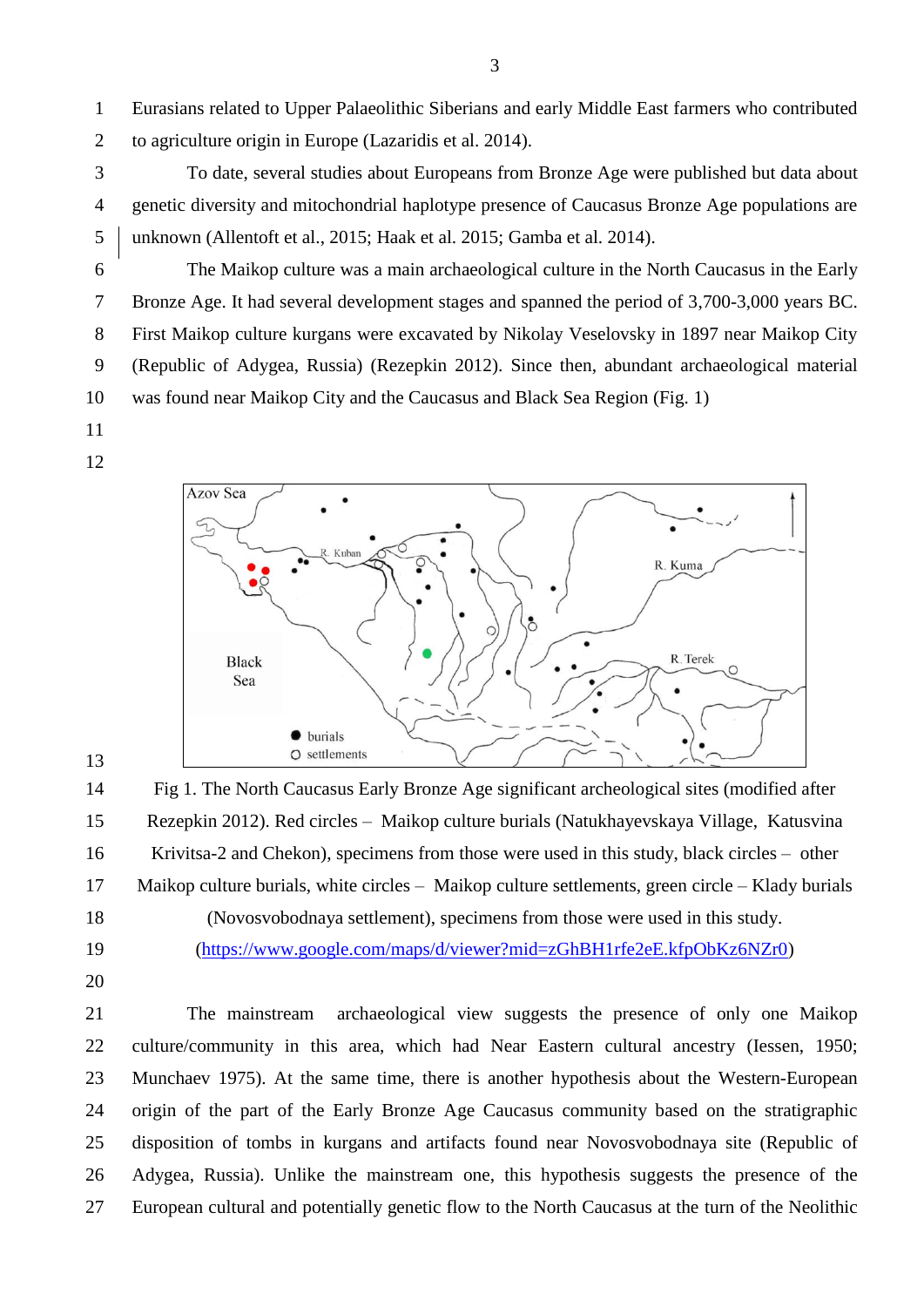Eurasians related to Upper Palaeolithic Siberians and early Middle East farmers who contributed to agriculture origin in Europe (Lazaridis et al. 2014).

To date, several studies about Europeans from Bronze Age were published but data about genetic diversity and mitochondrial haplotype presence of Caucasus Bronze Age populations are unknown (Allentoft et al., 2015; Haak et al. 2015; Gamba et al. 2014).

The Maikop culture was a main archaeological culture in the North Caucasus in the Early Bronze Age. It had several development stages and spanned the period of 3,700-3,000 years BC. First Maikop culture kurgans were excavated by Nikolay Veselovsky in 1897 near Maikop City (Republic of Adygea, Russia) (Rezepkin 2012). Since then, abundant archaeological material was found near Maikop City and the Caucasus and Black Sea Region (Fig. 1)

Fig 1. The North Caucasus Early Bronze Age significant archeological sites (modified after Rezepkin 2012). Red circles – Maikop culture burials (Natukhayevskaya Village, Katusvina Krivitsa-2 and Chekon), specimens from those were used in this study, black circles – other Maikop culture burials, white circles – Maikop culture settlements, green circle – Klady burials (Novosvobodnaya settlement), specimens from those were used in this study. (https://www.google.com/maps/d/viewer?mid=zGhBH1rfe2eE.kfpObKz6NZr0)

The mainstream archaeological view suggests the presence of only one Maikop culture/community in this area, which had Near Eastern cultural ancestry (Iessen, 1950; Munchaev 1975). At the same time, there is another hypothesis about the Western-European origin of the part of the Early Bronze Age Caucasus community based on the stratigraphic disposition of tombs in kurgans and artifacts found near Novosvobodnaya site (Republic of Adygea, Russia). Unlike the mainstream one, this hypothesis suggests the presence of the European cultural and potentially genetic flow to the North Caucasus at the turn of the Neolithic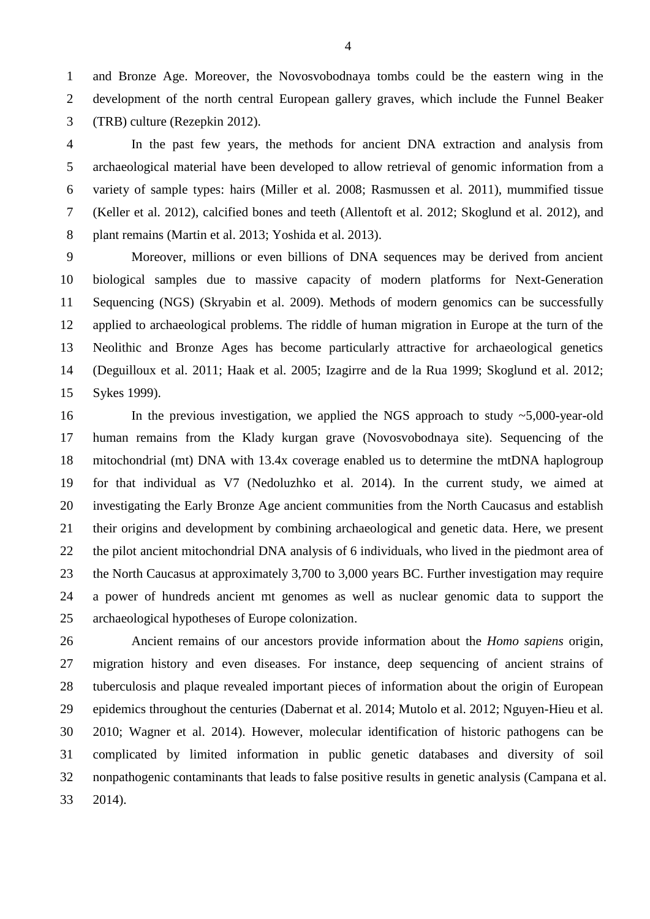and Bronze Age. Moreover, the Novosvobodnaya tombs could be the eastern wing in the development of the north central European gallery graves, which include the Funnel Beaker (TRB) culture (Rezepkin 2012).

In the past few years, the methods for ancient DNA extraction and analysis from archaeological material have been developed to allow retrieval of genomic information from a variety of sample types: hairs (Miller et al. 2008; Rasmussen et al. 2011), mummified tissue (Keller et al. 2012), calcified bones and teeth (Allentoft et al. 2012; Skoglund et al. 2012), and plant remains (Martin et al. 2013; Yoshida et al. 2013).

Moreover, millions or even billions of DNA sequences may be derived from ancient biological samples due to massive capacity of modern platforms for Next-Generation Sequencing (NGS) (Skryabin et al. 2009). Methods of modern genomics can be successfully applied to archaeological problems. The riddle of human migration in Europe at the turn of the Neolithic and Bronze Ages has become particularly attractive for archaeological genetics (Deguilloux et al. 2011; Haak et al. 2005; Izagirre and de la Rua 1999; Skoglund et al. 2012; Sykes 1999).

In the previous investigation, we applied the NGS approach to study ~5,000-year-old human remains from the Klady kurgan grave (Novosvobodnaya site). Sequencing of the mitochondrial (mt) DNA with 13.4x coverage enabled us to determine the mtDNA haplogroup for that individual as V7 (Nedoluzhko et al. 2014). In the current study, we aimed at investigating the Early Bronze Age ancient communities from the North Caucasus and establish their origins and development by combining archaeological and genetic data. Here, we present the pilot ancient mitochondrial DNA analysis of 6 individuals, who lived in the piedmont area of the North Caucasus at approximately 3,700 to 3,000 years BC. Further investigation may require a power of hundreds ancient mt genomes as well as nuclear genomic data to support the archaeological hypotheses of Europe colonization.

Ancient remains of our ancestors provide information about the *Homo sapiens* origin, migration history and even diseases. For instance, deep sequencing of ancient strains of tuberculosis and plaque revealed important pieces of information about the origin of European epidemics throughout the centuries (Dabernat et al. 2014; Mutolo et al. 2012; Nguyen-Hieu et al. 2010; Wagner et al. 2014). However, molecular identification of historic pathogens can be complicated by limited information in public genetic databases and diversity of soil nonpathogenic contaminants that leads to false positive results in genetic analysis (Campana et al. 2014).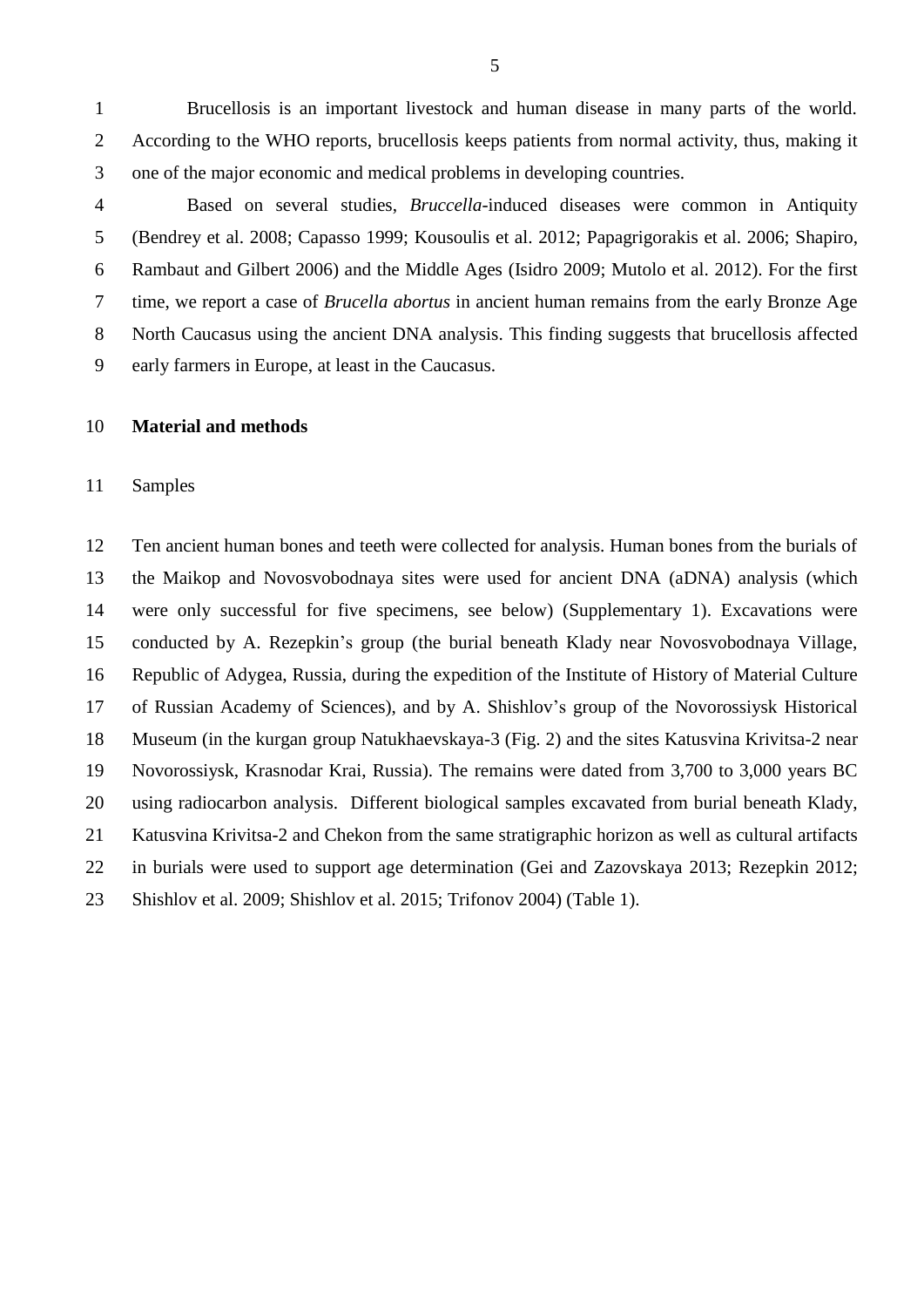Brucellosis is an important livestock and human disease in many parts of the world. According to the WHO reports, brucellosis keeps patients from normal activity, thus, making it one of the major economic and medical problems in developing countries.

Based on several studies, *Bruccella*-induced diseases were common in Antiquity (Bendrey et al. 2008; Capasso 1999; Kousoulis et al. 2012; Papagrigorakis et al. 2006; Shapiro, Rambaut and Gilbert 2006) and the Middle Ages (Isidro 2009; Mutolo et al. 2012). For the first time, we report a case of *Brucella abortus* in ancient human remains from the early Bronze Age North Caucasus using the ancient DNA analysis. This finding suggests that brucellosis affected early farmers in Europe, at least in the Caucasus.

## Material and methods

### Samples

Ten ancient human bones and teeth were collected for analysis. Human bones from the burials of the Maikop and Novosvobodnaya sites were used for ancient DNA (aDNA) analysis (which were only successful for five specimens, see below) (Supplementary 1). Excavations were conducted by A. Rezepkin's group (the burial beneath Klady near Novosvobodnaya Village, Republic of Adygea, Russia, during the expedition of the Institute of History of Material Culture of Russian Academy of Sciences), and by A. Shishlov's group of the Novorossiysk Historical Museum (in the kurgan group Natukhaevskaya-3 (Fig. 2) and the sites Katusvina Krivitsa-2 near Novorossiysk, Krasnodar Krai, Russia). The remains were dated from 3,700 to 3,000 years BC using radiocarbon analysis. Different biological samples excavated from burial beneath Klady, Katusvina Krivitsa-2 and Chekon from the same stratigraphic horizon as well as cultural artifacts in burials were used to support age determination (Gei and Zazovskaya 2013; Rezepkin 2012; Shishlov et al. 2009; Shishlov et al. 2015; Trifonov 2004) (Table 1).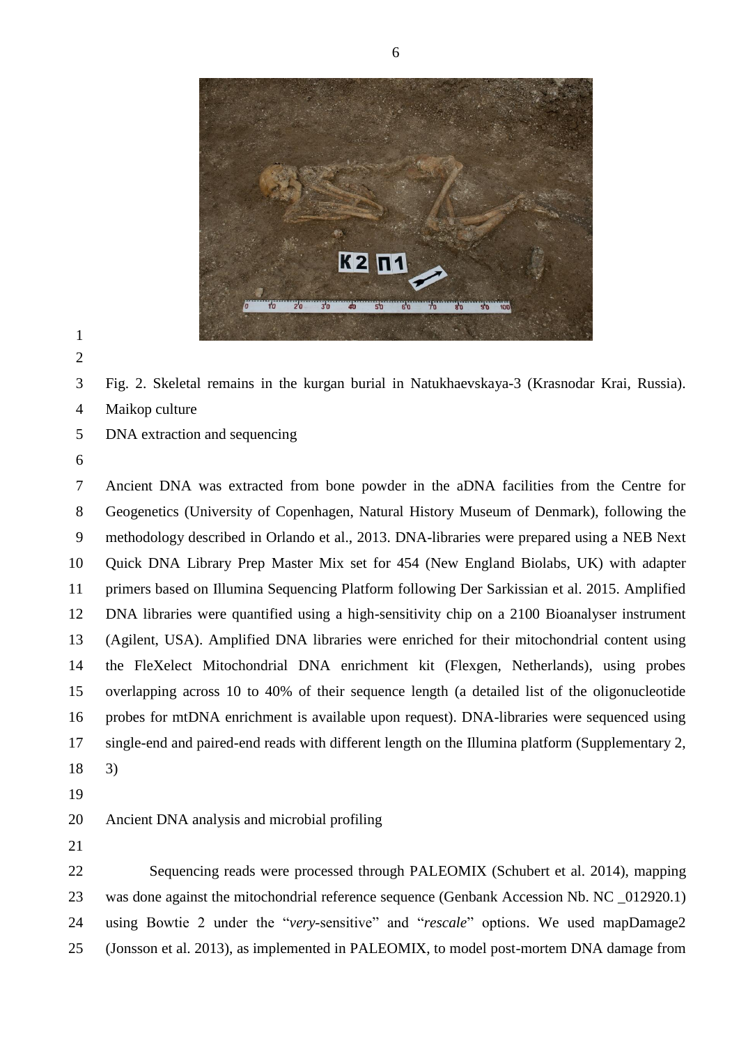Fig. 2. Skeletal remains in the kurgan burial in Natukhaevskaya-3 (Krasnodar Krai, Russia). Maikop culture

## DNA extraction and sequencing

Ancient DNA was extracted from bone powder in the aDNA facilities from the Centre for Geogenetics (University of Copenhagen, Natural History Museum of Denmark), following the methodology described in Orlando et al., 2013. DNA-libraries were prepared using a NEB Next Quick DNA Library Prep Master Mix set for 454 (New England Biolabs, UK) with adapter primers based on Illumina Sequencing Platform following Der Sarkissian et al. 2015. Amplified DNA libraries were quantified using a high-sensitivity chip on a 2100 Bioanalyser instrument (Agilent, USA). Amplified DNA libraries were enriched for their mitochondrial content using the FleXelect Mitochondrial DNA enrichment kit (Flexgen, Netherlands), using probes overlapping across 10 to 40% of their sequence length (a detailed list of the oligonucleotide probes for mtDNA enrichment is available upon request). DNA-libraries were sequenced using single-end and paired-end reads with different length on the Illumina platform (Supplementary 2, 3)

## Ancient DNA analysis and microbial profiling

Sequencing reads were processed through PALEOMIX (Schubert et al. 2014), mapping was done against the mitochondrial reference sequence (Genbank Accession Nb. NC _012920.1) using Bowtie 2 under the "*very*-sensitive" and "*rescale*" options. We used mapDamage2 (Jonsson et al. 2013), as implemented in PALEOMIX, to model post-mortem DNA damage from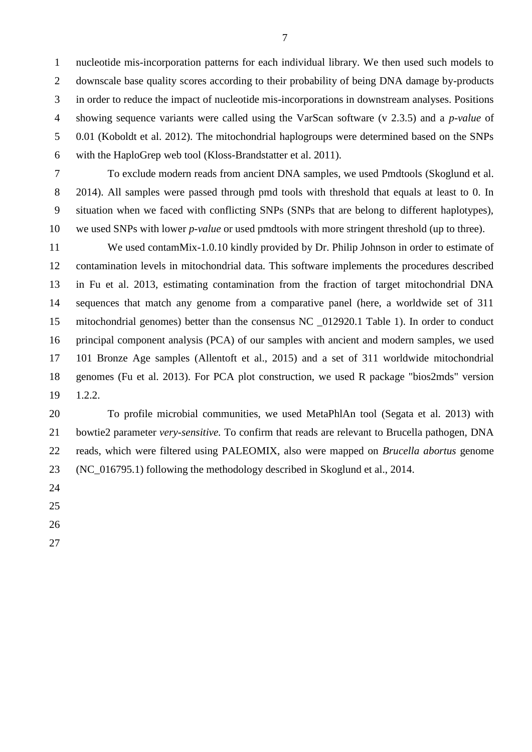nucleotide mis-incorporation patterns for each individual library. We then used such models to downscale base quality scores according to their probability of being DNA damage by-products in order to reduce the impact of nucleotide mis-incorporations in downstream analyses. Positions showing sequence variants were called using the VarScan software (v 2.3.5) and a *p-value* of 0.01 (Koboldt et al. 2012). The mitochondrial haplogroups were determined based on the SNPs with the HaploGrep web tool (Kloss-Brandstatter et al. 2011).

To exclude modern reads from ancient DNA samples, we used Pmdtools (Skoglund et al. 2014). All samples were passed through pmd tools with threshold that equals at least to 0. In situation when we faced with conflicting SNPs (SNPs that are belong to different haplotypes), we used SNPs with lower *p-value* or used pmdtools with more stringent threshold (up to three).

We used contamMix-1.0.10 kindly provided by Dr. Philip Johnson in order to estimate of contamination levels in mitochondrial data. This software implements the procedures described in Fu et al. 2013, estimating contamination from the fraction of target mitochondrial DNA sequences that match any genome from a comparative panel (here, a worldwide set of 311 mitochondrial genomes) better than the consensus NC _012920.1 Table 1). In order to conduct principal component analysis (PCA) of our samples with ancient and modern samples, we used 101 Bronze Age samples (Allentoft et al., 2015) and a set of 311 worldwide mitochondrial genomes (Fu et al. 2013). For PCA plot construction, we used R package "bios2mds" version 1.2.2.

To profile microbial communities, we used MetaPhlAn tool (Segata et al. 2013) with bowtie2 parameter *very-sensitive.* To confirm that reads are relevant to Brucella pathogen, DNA reads, which were filtered using PALEOMIX, also were mapped on *Brucella abortus* genome (NC_016795.1) following the methodology described in Skoglund et al., 2014.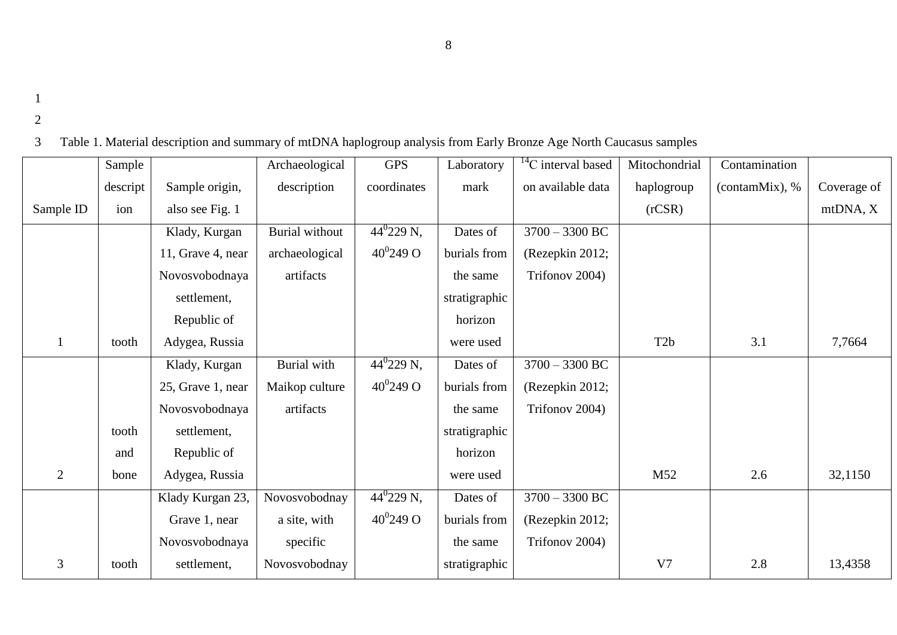Table 1. Material description and summary of mtDNA haplogroup analysis from Early Bronze Age North Caucasus samples

| Sample ID | Sample description | Sample origin, also see Fig. 1 | Archaeological description | GPS coordinates | Laboratory mark | $^{14}$C interval based on available data | Mitochondrial haplogroup (rCSR) | Contamination (contamMix), % | Coverage of mtDNA, X |
|---|---|---|---|---|---|---|---|---|---|
| 1 | tooth | Klady, Kurgan 11, Grave 4, near Novosvobodnaya settlement, Republic of Adygea, Russia | Burial without archaeological artifacts | $44^0$229 N, $40^0$249 O | Dates of burials from the same stratigraphic horizon were used | 3700 – 3300 BC (Rezepkin 2012; Trifonov 2004) | T2b | 3.1 | 7,7664 |
| 2 | tooth and bone | Klady, Kurgan 25, Grave 1, near Novosvobodnaya settlement, Republic of Adygea, Russia | Burial with Maikop culture artifacts | $44^0$229 N, $40^0$249 O | Dates of burials from the same stratigraphic horizon were used | 3700 – 3300 BC (Rezepkin 2012; Trifonov 2004) | M52 | 2.6 | 32,1150 |
| 3 | tooth | Klady Kurgan 23, Grave 1, near Novosvobodnaya settlement, | Novosvobodnaya site, with specific Novosvobodnay | $44^0$229 N, $40^0$249 O | Dates of burials from the same stratigraphic | 3700 – 3300 BC (Rezepkin 2012; Trifonov 2004) | V7 | 2.8 | 13,4358 |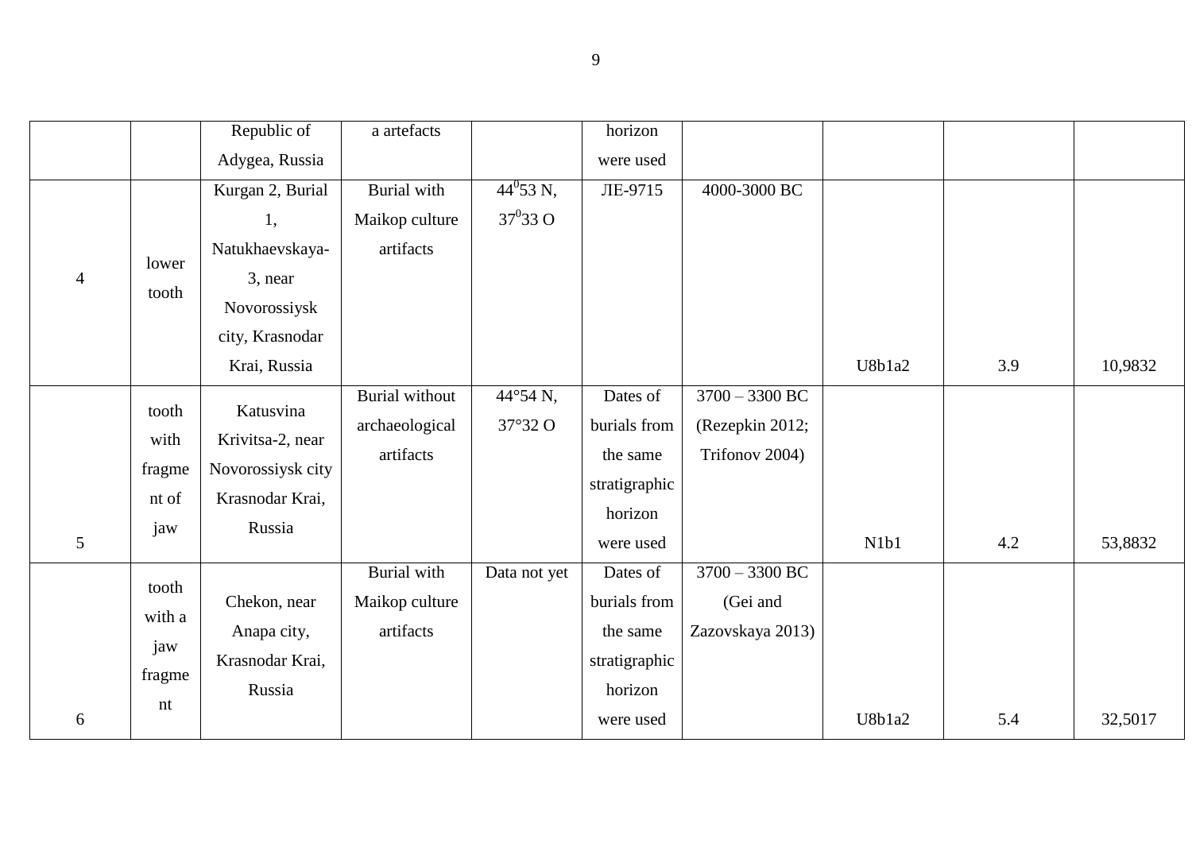| | | Republic of Adygea, Russia | a artefacts | | horizon were used | | | | |
|---|---|---|---|---|---|---|---|---|---|
| 4 | lower tooth | Kurgan 2, Burial 1, Natukhaevskaya-3, near Novorossiysk city, Krasnodar Krai, Russia | Burial with Maikop culture artifacts | $44^0$53 N, $37^0$33 O | ЛЕ-9715 | 4000-3000 BC | U8b1a2 | 3.9 | 10,9832 |
| 5 | tooth with fragment of jaw | Katusvina Krivitsa-2, near Novorossiysk city Krasnodar Krai, Russia | Burial without archaeological artifacts | 44°54 N, 37°32 O | Dates of burials from the same stratigraphic horizon were used | 3700 – 3300 BC (Rezepkin 2012; Trifonov 2004) | N1b1 | 4.2 | 53,8832 |
| 6 | tooth with a jaw fragment | Chekon, near Anapa city, Krasnodar Krai, Russia | Burial with Maikop culture artifacts | Data not yet | Dates of burials from the same stratigraphic horizon were used | 3700 – 3300 BC (Gei and Zazovskaya 2013) | U8b1a2 | 5.4 | 32,5017 |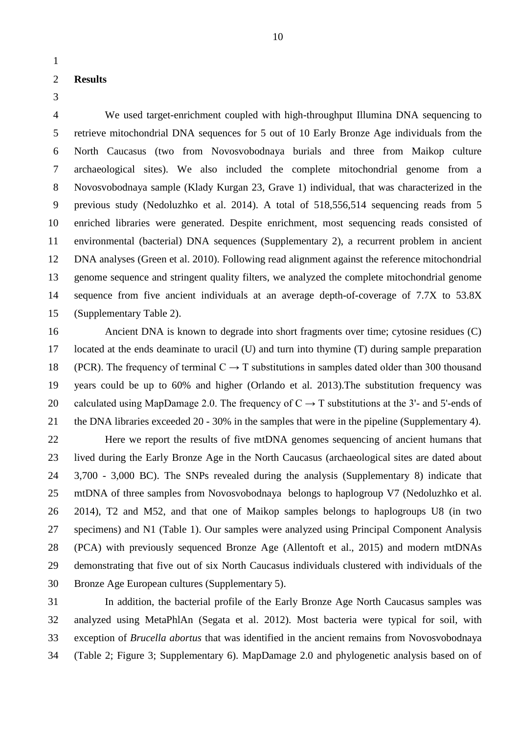## Results

We used target-enrichment coupled with high-throughput Illumina DNA sequencing to retrieve mitochondrial DNA sequences for 5 out of 10 Early Bronze Age individuals from the North Caucasus (two from Novosvobodnaya burials and three from Maikop culture archaeological sites). We also included the complete mitochondrial genome from a Novosvobodnaya sample (Klady Kurgan 23, Grave 1) individual, that was characterized in the previous study (Nedoluzhko et al. 2014). A total of 518,556,514 sequencing reads from 5 enriched libraries were generated. Despite enrichment, most sequencing reads consisted of environmental (bacterial) DNA sequences (Supplementary 2), a recurrent problem in ancient DNA analyses (Green et al. 2010). Following read alignment against the reference mitochondrial genome sequence and stringent quality filters, we analyzed the complete mitochondrial genome sequence from five ancient individuals at an average depth-of-coverage of 7.7X to 53.8X (Supplementary Table 2).

Ancient DNA is known to degrade into short fragments over time; cytosine residues (C) located at the ends deaminate to uracil (U) and turn into thymine (T) during sample preparation (PCR). The frequency of terminal C → T substitutions in samples dated older than 300 thousand years could be up to 60% and higher (Orlando et al. 2013).The substitution frequency was calculated using MapDamage 2.0. The frequency of C → T substitutions at the 3'- and 5'-ends of the DNA libraries exceeded 20 - 30% in the samples that were in the pipeline (Supplementary 4).

Here we report the results of five mtDNA genomes sequencing of ancient humans that lived during the Early Bronze Age in the North Caucasus (archaeological sites are dated about 3,700 - 3,000 BC). The SNPs revealed during the analysis (Supplementary 8) indicate that mtDNA of three samples from Novosvobodnaya belongs to haplogroup V7 (Nedoluzhko et al. 2014), T2 and M52, and that one of Maikop samples belongs to haplogroups U8 (in two specimens) and N1 (Table 1). Our samples were analyzed using Principal Component Analysis (PCA) with previously sequenced Bronze Age (Allentoft et al., 2015) and modern mtDNAs demonstrating that five out of six North Caucasus individuals clustered with individuals of the Bronze Age European cultures (Supplementary 5).

In addition, the bacterial profile of the Early Bronze Age North Caucasus samples was analyzed using MetaPhlAn (Segata et al. 2012). Most bacteria were typical for soil, with exception of *Brucella abortus* that was identified in the ancient remains from Novosvobodnaya (Table 2; Figure 3; Supplementary 6). MapDamage 2.0 and phylogenetic analysis based on of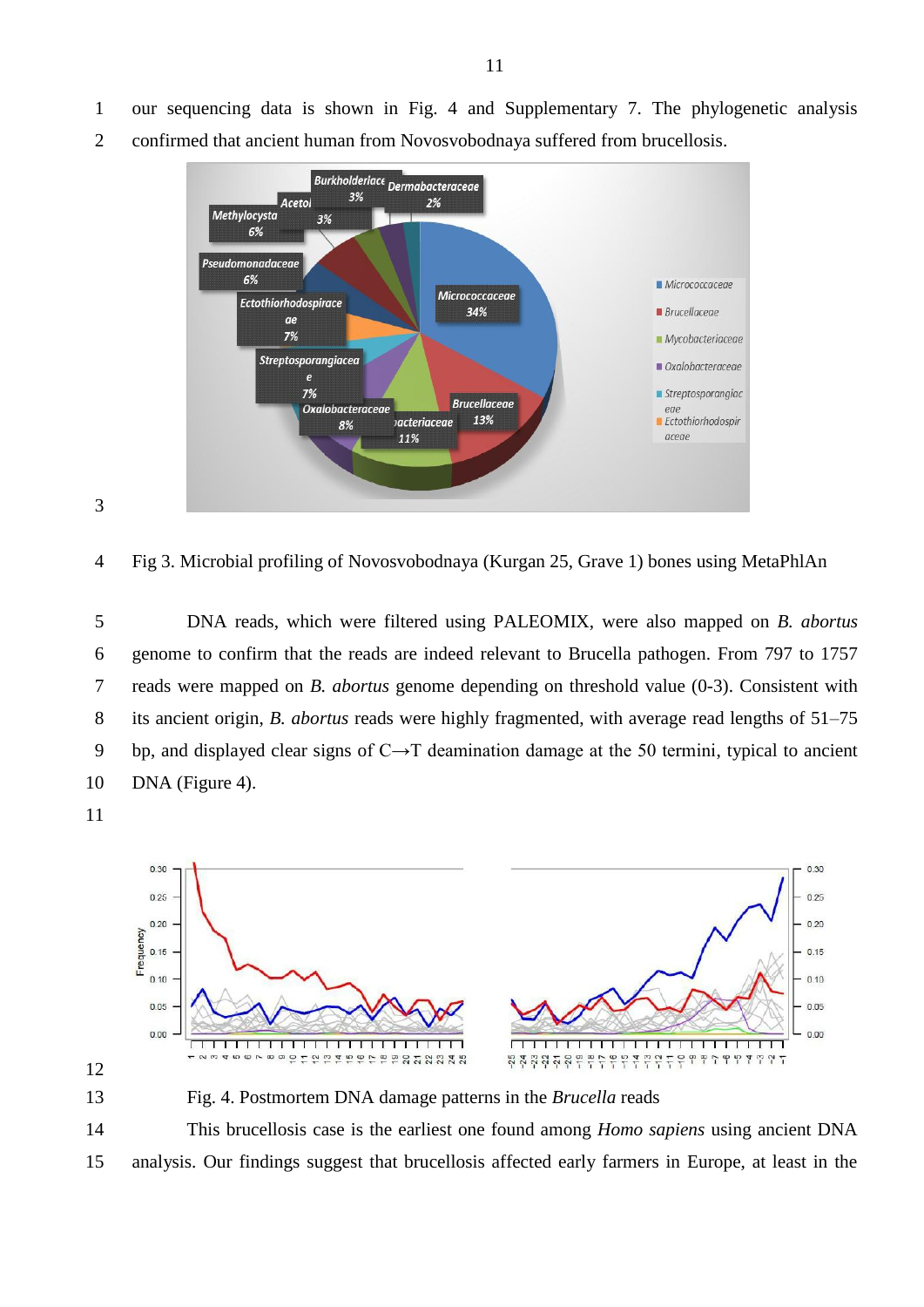our sequencing data is shown in Fig. 4 and Supplementary 7. The phylogenetic analysis confirmed that ancient human from Novosvobodnaya suffered from brucellosis.

Fig 3. Microbial profiling of Novosvobodnaya (Kurgan 25, Grave 1) bones using MetaPhlAn

DNA reads, which were filtered using PALEOMIX, were also mapped on *B. abortus* genome to confirm that the reads are indeed relevant to Brucella pathogen. From 797 to 1757 reads were mapped on *B. abortus* genome depending on threshold value (0-3). Consistent with its ancient origin, *B. abortus* reads were highly fragmented, with average read lengths of 51–75 bp, and displayed clear signs of C→T deamination damage at the 50 termini, typical to ancient DNA (Figure 4).

Fig. 4. Postmortem DNA damage patterns in the *Brucella* reads

This brucellosis case is the earliest one found among *Homo sapiens* using ancient DNA analysis. Our findings suggest that brucellosis affected early farmers in Europe, at least in the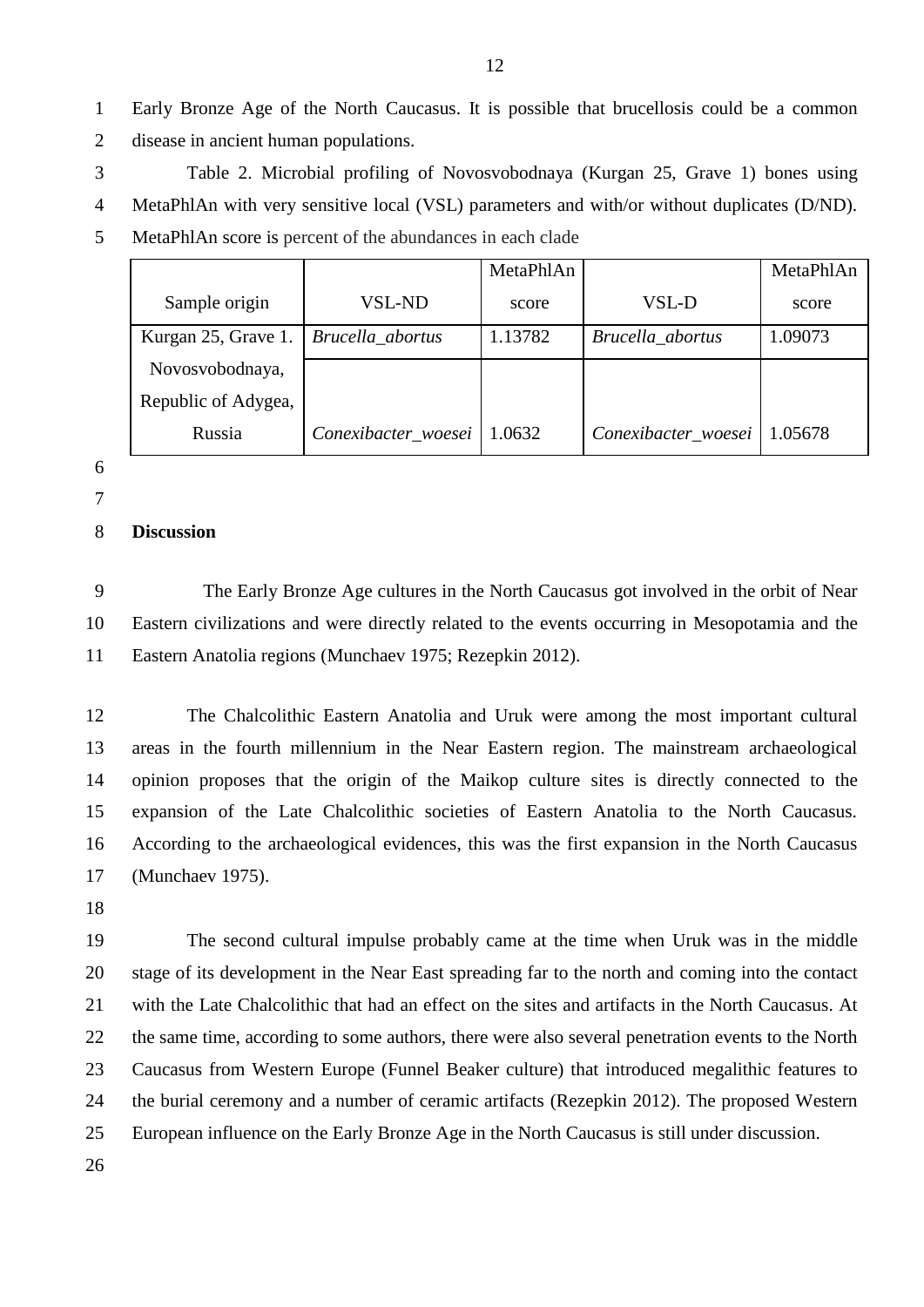Early Bronze Age of the North Caucasus. It is possible that brucellosis could be a common disease in ancient human populations.

Table 2. Microbial profiling of Novosvobodnaya (Kurgan 25, Grave 1) bones using MetaPhlAn with very sensitive local (VSL) parameters and with/or without duplicates (D/ND). MetaPhlAn score is percent of the abundances in each clade

| Sample origin | VSL-ND | MetaPhlAn score | VSL-D | MetaPhlAn score |
|---|---|---|---|---|
| Kurgan 25, Grave 1. Novosvobodnaya, Republic of Adygea, Russia | *Brucella_abortus* | 1.13782 | *Brucella_abortus* | 1.09073 |
| | *Conexibacter_woesei* | 1.0632 | *Conexibacter_woesei* | 1.05678 |

**Discussion**

The Early Bronze Age cultures in the North Caucasus got involved in the orbit of Near Eastern civilizations and were directly related to the events occurring in Mesopotamia and the Eastern Anatolia regions (Munchaev 1975; Rezepkin 2012).

The Chalcolithic Eastern Anatolia and Uruk were among the most important cultural areas in the fourth millennium in the Near Eastern region. The mainstream archaeological opinion proposes that the origin of the Maikop culture sites is directly connected to the expansion of the Late Chalcolithic societies of Eastern Anatolia to the North Caucasus. According to the archaeological evidences, this was the first expansion in the North Caucasus (Munchaev 1975).

The second cultural impulse probably came at the time when Uruk was in the middle stage of its development in the Near East spreading far to the north and coming into the contact with the Late Chalcolithic that had an effect on the sites and artifacts in the North Caucasus. At the same time, according to some authors, there were also several penetration events to the North Caucasus from Western Europe (Funnel Beaker culture) that introduced megalithic features to the burial ceremony and a number of ceramic artifacts (Rezepkin 2012). The proposed Western European influence on the Early Bronze Age in the North Caucasus is still under discussion.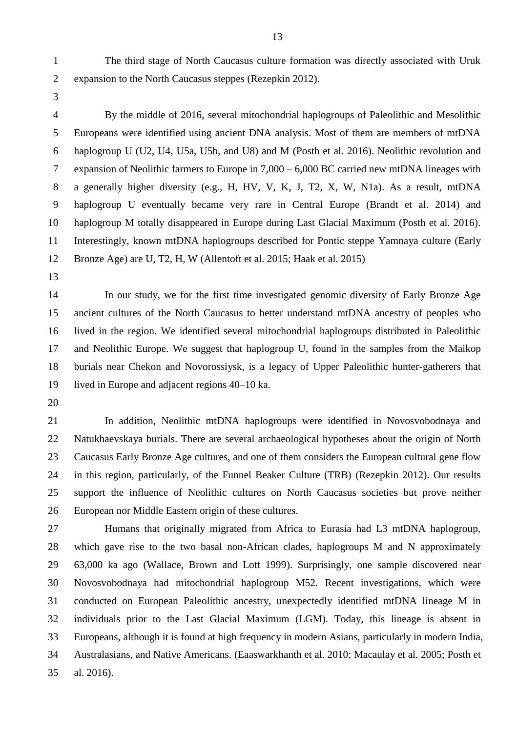The third stage of North Caucasus culture formation was directly associated with Uruk expansion to the North Caucasus steppes (Rezepkin 2012).

By the middle of 2016, several mitochondrial haplogroups of Paleolithic and Mesolithic Europeans were identified using ancient DNA analysis. Most of them are members of mtDNA haplogroup U (U2, U4, U5a, U5b, and U8) and M (Posth et al. 2016). Neolithic revolution and expansion of Neolithic farmers to Europe in 7,000 – 6,000 BC carried new mtDNA lineages with a generally higher diversity (e.g., H, HV, V, K, J, T2, X, W, N1a). As a result, mtDNA haplogroup U eventually became very rare in Central Europe (Brandt et al. 2014) and haplogroup M totally disappeared in Europe during Last Glacial Maximum (Posth et al. 2016). Interestingly, known mtDNA haplogroups described for Pontic steppe Yamnaya culture (Early Bronze Age) are U, T2, H, W (Allentoft et al. 2015; Haak et al. 2015)

In our study, we for the first time investigated genomic diversity of Early Bronze Age ancient cultures of the North Caucasus to better understand mtDNA ancestry of peoples who lived in the region. We identified several mitochondrial haplogroups distributed in Paleolithic and Neolithic Europe. We suggest that haplogroup U, found in the samples from the Maikop burials near Chekon and Novorossiysk, is a legacy of Upper Paleolithic hunter-gatherers that lived in Europe and adjacent regions 40–10 ka.

In addition, Neolithic mtDNA haplogroups were identified in Novosvobodnaya and Natukhaevskaya burials. There are several archaeological hypotheses about the origin of North Caucasus Early Bronze Age cultures, and one of them considers the European cultural gene flow in this region, particularly, of the Funnel Beaker Culture (TRB) (Rezepkin 2012). Our results support the influence of Neolithic cultures on North Caucasus societies but prove neither European nor Middle Eastern origin of these cultures.

Humans that originally migrated from Africa to Eurasia had L3 mtDNA haplogroup, which gave rise to the two basal non-African clades, haplogroups M and N approximately 63,000 ka ago (Wallace, Brown and Lott 1999). Surprisingly, one sample discovered near Novosvobodnaya had mitochondrial haplogroup M52. Recent investigations, which were conducted on European Paleolithic ancestry, unexpectedly identified mtDNA lineage M in individuals prior to the Last Glacial Maximum (LGM). Today, this lineage is absent in Europeans, although it is found at high frequency in modern Asians, particularly in modern India, Australasians, and Native Americans. (Eaaswarkhanth et al. 2010; Macaulay et al. 2005; Posth et al. 2016).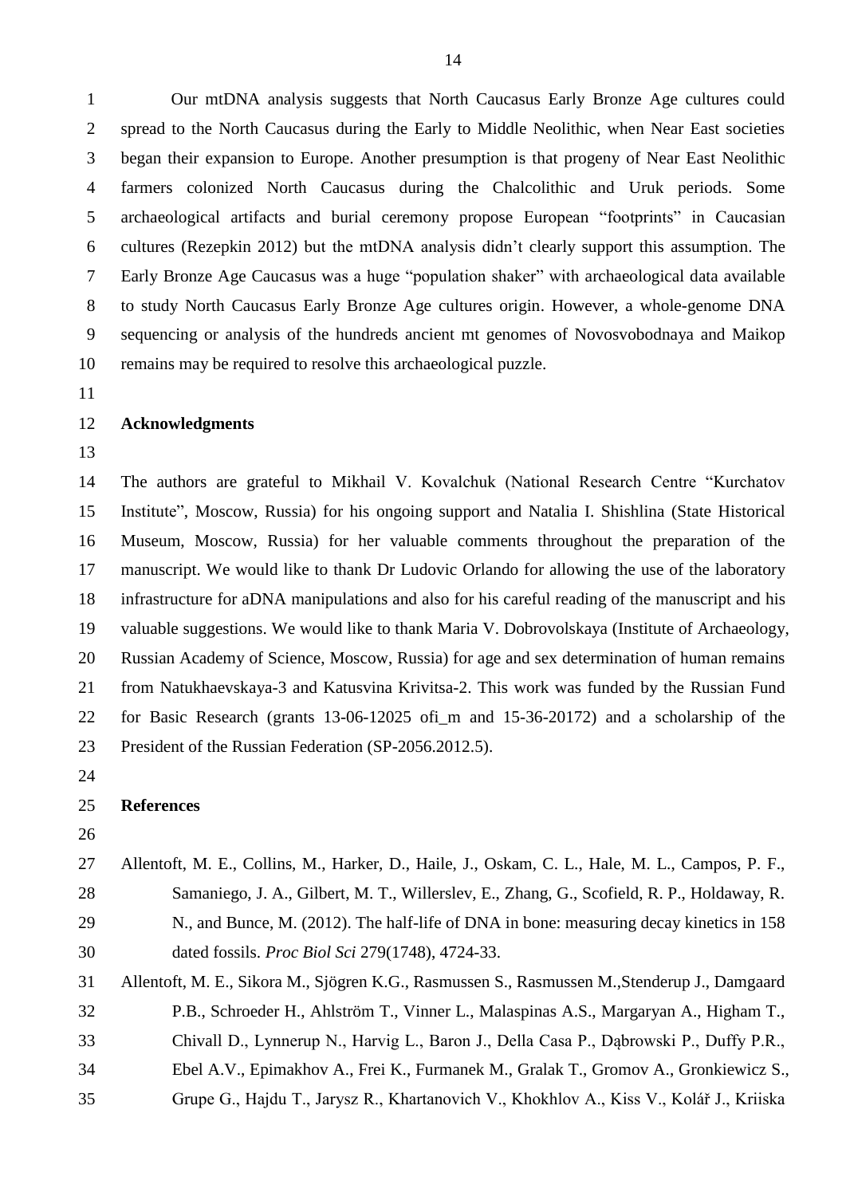Our mtDNA analysis suggests that North Caucasus Early Bronze Age cultures could spread to the North Caucasus during the Early to Middle Neolithic, when Near East societies began their expansion to Europe. Another presumption is that progeny of Near East Neolithic farmers colonized North Caucasus during the Chalcolithic and Uruk periods. Some archaeological artifacts and burial ceremony propose European "footprints" in Caucasian cultures (Rezepkin 2012) but the mtDNA analysis didn't clearly support this assumption. The Early Bronze Age Caucasus was a huge "population shaker" with archaeological data available to study North Caucasus Early Bronze Age cultures origin. However, a whole-genome DNA sequencing or analysis of the hundreds ancient mt genomes of Novosvobodnaya and Maikop remains may be required to resolve this archaeological puzzle.

## Acknowledgments

The authors are grateful to Mikhail V. Kovalchuk (National Research Centre "Kurchatov Institute", Moscow, Russia) for his ongoing support and Natalia I. Shishlina (State Historical Museum, Moscow, Russia) for her valuable comments throughout the preparation of the manuscript. We would like to thank Dr Ludovic Orlando for allowing the use of the laboratory infrastructure for aDNA manipulations and also for his careful reading of the manuscript and his valuable suggestions. We would like to thank Maria V. Dobrovolskaya (Institute of Archaeology, Russian Academy of Science, Moscow, Russia) for age and sex determination of human remains from Natukhaevskaya-3 and Katusvina Krivitsa-2. This work was funded by the Russian Fund for Basic Research (grants 13-06-12025 ofi_m and 15-36-20172) and a scholarship of the President of the Russian Federation (SP-2056.2012.5).

## References

Allentoft, M. E., Collins, M., Harker, D., Haile, J., Oskam, C. L., Hale, M. L., Campos, P. F., Samaniego, J. A., Gilbert, M. T., Willerslev, E., Zhang, G., Scofield, R. P., Holdaway, R. N., and Bunce, M. (2012). The half-life of DNA in bone: measuring decay kinetics in 158 dated fossils. *Proc Biol Sci* 279(1748), 4724-33.

Allentoft, M. E., Sikora M., Sjögren K.G., Rasmussen S., Rasmussen M.,Stenderup J., Damgaard P.B., Schroeder H., Ahlström T., Vinner L., Malaspinas A.S., Margaryan A., Higham T., Chivall D., Lynnerup N., Harvig L., Baron J., Della Casa P., Dąbrowski P., Duffy P.R., Ebel A.V., Epimakhov A., Frei K., Furmanek M., Gralak T., Gromov A., Gronkiewicz S., Grupe G., Hajdu T., Jarysz R., Khartanovich V., Khokhlov A., Kiss V., Kolář J., Kriiska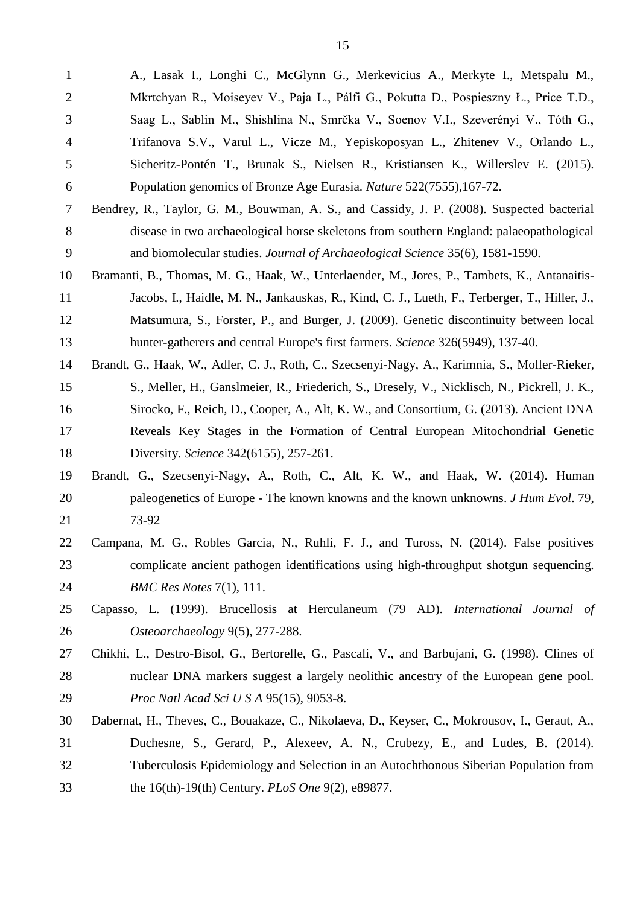A., Lasak I., Longhi C., McGlynn G., Merkevicius A., Merkyte I., Metspalu M., Mkrtchyan R., Moiseyev V., Paja L., Pálfi G., Pokutta D., Pospieszny Ł., Price T.D., Saag L., Sablin M., Shishlina N., Smrčka V., Soenov V.I., Szeverényi V., Tóth G., Trifanova S.V., Varul L., Vicze M., Yepiskoposyan L., Zhitenev V., Orlando L., Sicheritz-Pontén T., Brunak S., Nielsen R., Kristiansen K., Willerslev E. (2015). Population genomics of Bronze Age Eurasia. *Nature* 522(7555),167-72.

Bendrey, R., Taylor, G. M., Bouwman, A. S., and Cassidy, J. P. (2008). Suspected bacterial disease in two archaeological horse skeletons from southern England: palaeopathological and biomolecular studies. *Journal of Archaeological Science* 35(6), 1581-1590.

Bramanti, B., Thomas, M. G., Haak, W., Unterlaender, M., Jores, P., Tambets, K., Antanaitis-Jacobs, I., Haidle, M. N., Jankauskas, R., Kind, C. J., Lueth, F., Terberger, T., Hiller, J., Matsumura, S., Forster, P., and Burger, J. (2009). Genetic discontinuity between local hunter-gatherers and central Europe's first farmers. *Science* 326(5949), 137-40.

Brandt, G., Haak, W., Adler, C. J., Roth, C., Szecsenyi-Nagy, A., Karimnia, S., Moller-Rieker, S., Meller, H., Ganslmeier, R., Friederich, S., Dresely, V., Nicklisch, N., Pickrell, J. K., Sirocko, F., Reich, D., Cooper, A., Alt, K. W., and Consortium, G. (2013). Ancient DNA Reveals Key Stages in the Formation of Central European Mitochondrial Genetic Diversity. *Science* 342(6155), 257-261.

Brandt, G., Szecsenyi-Nagy, A., Roth, C., Alt, K. W., and Haak, W. (2014). Human paleogenetics of Europe - The known knowns and the known unknowns. *J Hum Evol*. 79, 73-92

Campana, M. G., Robles Garcia, N., Ruhli, F. J., and Tuross, N. (2014). False positives complicate ancient pathogen identifications using high-throughput shotgun sequencing. *BMC Res Notes* 7(1), 111.

Capasso, L. (1999). Brucellosis at Herculaneum (79 AD). *International Journal of Osteoarchaeology* 9(5), 277-288.

Chikhi, L., Destro-Bisol, G., Bertorelle, G., Pascali, V., and Barbujani, G. (1998). Clines of nuclear DNA markers suggest a largely neolithic ancestry of the European gene pool. *Proc Natl Acad Sci U S A* 95(15), 9053-8.

Dabernat, H., Theves, C., Bouakaze, C., Nikolaeva, D., Keyser, C., Mokrousov, I., Geraut, A., Duchesne, S., Gerard, P., Alexeev, A. N., Crubezy, E., and Ludes, B. (2014). Tuberculosis Epidemiology and Selection in an Autochthonous Siberian Population from the 16(th)-19(th) Century. *PLoS One* 9(2), e89877.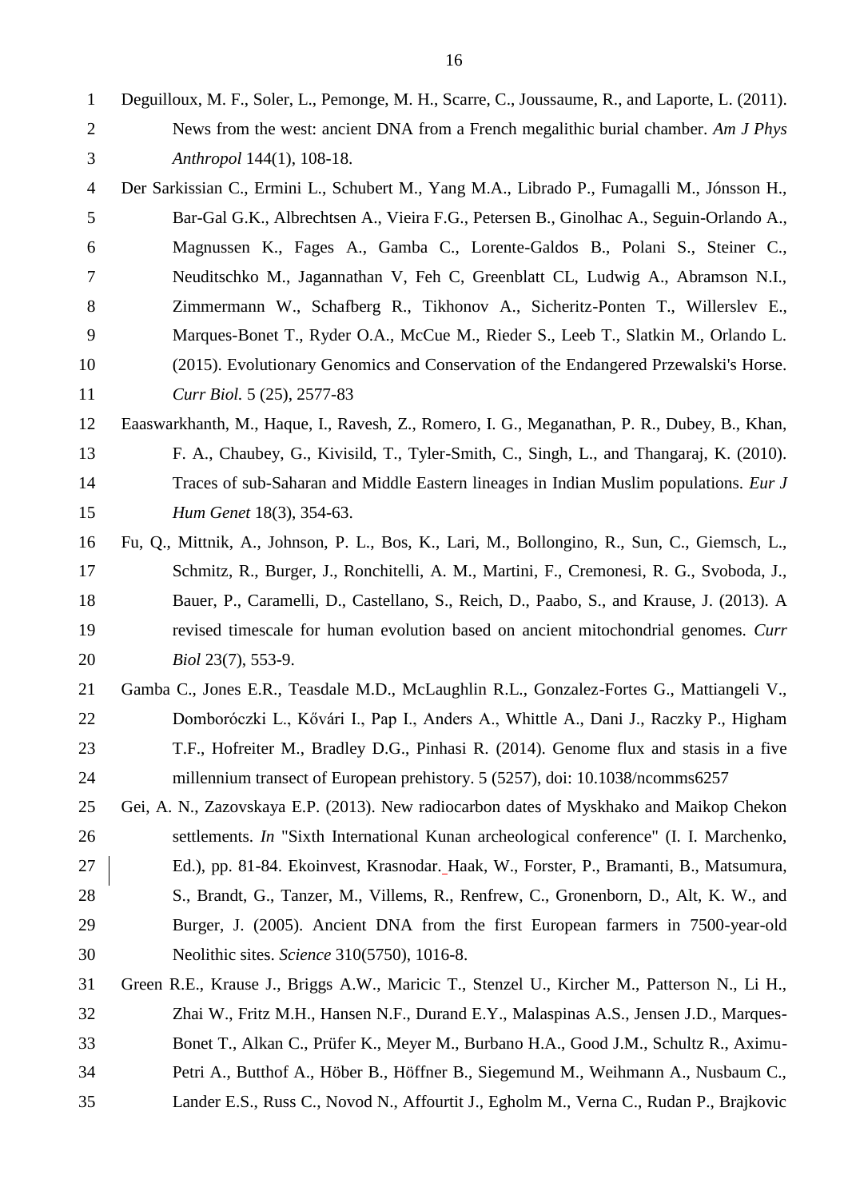Deguilloux, M. F., Soler, L., Pemonge, M. H., Scarre, C., Joussaume, R., and Laporte, L. (2011). News from the west: ancient DNA from a French megalithic burial chamber. *Am J Phys Anthropol* 144(1), 108-18.

Der Sarkissian C., Ermini L., Schubert M., Yang M.A., Librado P., Fumagalli M., Jónsson H., Bar-Gal G.K., Albrechtsen A., Vieira F.G., Petersen B., Ginolhac A., Seguin-Orlando A., Magnussen K., Fages A., Gamba C., Lorente-Galdos B., Polani S., Steiner C., Neuditschko M., Jagannathan V, Feh C, Greenblatt CL, Ludwig A., Abramson N.I., Zimmermann W., Schafberg R., Tikhonov A., Sicheritz-Ponten T., Willerslev E., Marques-Bonet T., Ryder O.A., McCue M., Rieder S., Leeb T., Slatkin M., Orlando L. (2015). Evolutionary Genomics and Conservation of the Endangered Przewalski's Horse. *Curr Biol.* 5 (25), 2577-83

Eaaswarkhanth, M., Haque, I., Ravesh, Z., Romero, I. G., Meganathan, P. R., Dubey, B., Khan, F. A., Chaubey, G., Kivisild, T., Tyler-Smith, C., Singh, L., and Thangaraj, K. (2010). Traces of sub-Saharan and Middle Eastern lineages in Indian Muslim populations. *Eur J Hum Genet* 18(3), 354-63.

Fu, Q., Mittnik, A., Johnson, P. L., Bos, K., Lari, M., Bollongino, R., Sun, C., Giemsch, L., Schmitz, R., Burger, J., Ronchitelli, A. M., Martini, F., Cremonesi, R. G., Svoboda, J., Bauer, P., Caramelli, D., Castellano, S., Reich, D., Paabo, S., and Krause, J. (2013). A revised timescale for human evolution based on ancient mitochondrial genomes. *Curr Biol* 23(7), 553-9.

Gamba C., Jones E.R., Teasdale M.D., McLaughlin R.L., Gonzalez-Fortes G., Mattiangeli V., Domboróczki L., Kővári I., Pap I., Anders A., Whittle A., Dani J., Raczky P., Higham T.F., Hofreiter M., Bradley D.G., Pinhasi R. (2014). Genome flux and stasis in a five millennium transect of European prehistory. 5 (5257), doi: 10.1038/ncomms6257

Gei, A. N., Zazovskaya E.P. (2013). New radiocarbon dates of Myskhako and Maikop Chekon settlements. *In* "Sixth International Kunan archeological conference" (I. I. Marchenko, Ed.), pp. 81-84. Ekoinvest, Krasnodar. Haak, W., Forster, P., Bramanti, B., Matsumura, S., Brandt, G., Tanzer, M., Villems, R., Renfrew, C., Gronenborn, D., Alt, K. W., and Burger, J. (2005). Ancient DNA from the first European farmers in 7500-year-old Neolithic sites. *Science* 310(5750), 1016-8.

Green R.E., Krause J., Briggs A.W., Maricic T., Stenzel U., Kircher M., Patterson N., Li H., Zhai W., Fritz M.H., Hansen N.F., Durand E.Y., Malaspinas A.S., Jensen J.D., Marques-Bonet T., Alkan C., Prüfer K., Meyer M., Burbano H.A., Good J.M., Schultz R., Aximu-Petri A., Butthof A., Höber B., Höffner B., Siegemund M., Weihmann A., Nusbaum C., Lander E.S., Russ C., Novod N., Affourtit J., Egholm M., Verna C., Rudan P., Brajkovic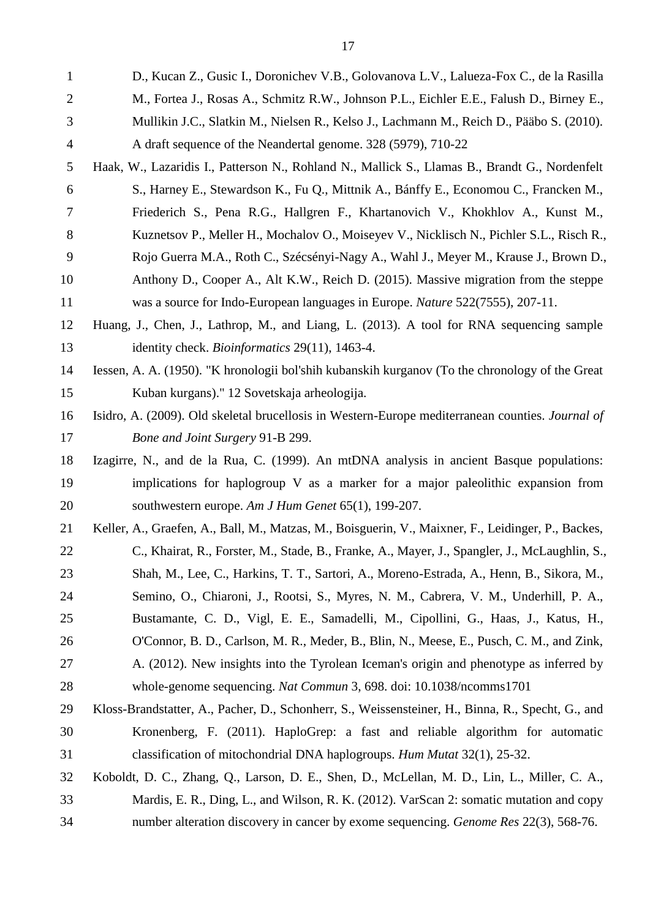D., Kucan Z., Gusic I., Doronichev V.B., Golovanova L.V., Lalueza-Fox C., de la Rasilla M., Fortea J., Rosas A., Schmitz R.W., Johnson P.L., Eichler E.E., Falush D., Birney E., Mullikin J.C., Slatkin M., Nielsen R., Kelso J., Lachmann M., Reich D., Pääbo S. (2010). A draft sequence of the Neandertal genome. 328 (5979), 710-22

Haak, W., Lazaridis I., Patterson N., Rohland N., Mallick S., Llamas B., Brandt G., Nordenfelt S., Harney E., Stewardson K., Fu Q., Mittnik A., Bánffy E., Economou C., Francken M., Friederich S., Pena R.G., Hallgren F., Khartanovich V., Khokhlov A., Kunst M., Kuznetsov P., Meller H., Mochalov O., Moiseyev V., Nicklisch N., Pichler S.L., Risch R., Rojo Guerra M.A., Roth C., Szécsényi-Nagy A., Wahl J., Meyer M., Krause J., Brown D., Anthony D., Cooper A., Alt K.W., Reich D. (2015). Massive migration from the steppe was a source for Indo-European languages in Europe. *Nature* 522(7555), 207-11.

Huang, J., Chen, J., Lathrop, M., and Liang, L. (2013). A tool for RNA sequencing sample identity check. *Bioinformatics* 29(11), 1463-4.

Iessen, A. A. (1950). "K hronologii bol'shih kubanskih kurganov (To the chronology of the Great Kuban kurgans)." 12 Sovetskaja arheologija.

Isidro, A. (2009). Old skeletal brucellosis in Western-Europe mediterranean counties. *Journal of Bone and Joint Surgery* 91-B 299.

Izagirre, N., and de la Rua, C. (1999). An mtDNA analysis in ancient Basque populations: implications for haplogroup V as a marker for a major paleolithic expansion from southwestern europe. *Am J Hum Genet* 65(1), 199-207.

Keller, A., Graefen, A., Ball, M., Matzas, M., Boisguerin, V., Maixner, F., Leidinger, P., Backes, C., Khairat, R., Forster, M., Stade, B., Franke, A., Mayer, J., Spangler, J., McLaughlin, S., Shah, M., Lee, C., Harkins, T. T., Sartori, A., Moreno-Estrada, A., Henn, B., Sikora, M., Semino, O., Chiaroni, J., Rootsi, S., Myres, N. M., Cabrera, V. M., Underhill, P. A., Bustamante, C. D., Vigl, E. E., Samadelli, M., Cipollini, G., Haas, J., Katus, H., O'Connor, B. D., Carlson, M. R., Meder, B., Blin, N., Meese, E., Pusch, C. M., and Zink, A. (2012). New insights into the Tyrolean Iceman's origin and phenotype as inferred by whole-genome sequencing. *Nat Commun* 3, 698. doi: 10.1038/ncomms1701

Kloss-Brandstatter, A., Pacher, D., Schonherr, S., Weissensteiner, H., Binna, R., Specht, G., and Kronenberg, F. (2011). HaploGrep: a fast and reliable algorithm for automatic classification of mitochondrial DNA haplogroups. *Hum Mutat* 32(1), 25-32.

Koboldt, D. C., Zhang, Q., Larson, D. E., Shen, D., McLellan, M. D., Lin, L., Miller, C. A., Mardis, E. R., Ding, L., and Wilson, R. K. (2012). VarScan 2: somatic mutation and copy number alteration discovery in cancer by exome sequencing. *Genome Res* 22(3), 568-76.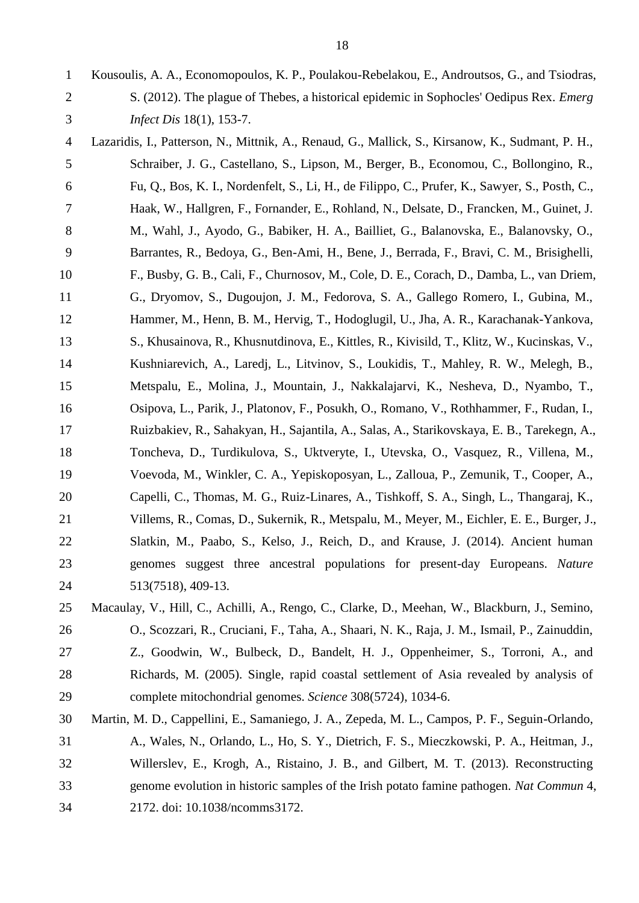Kousoulis, A. A., Economopoulos, K. P., Poulakou-Rebelakou, E., Androutsos, G., and Tsiodras, S. (2012). The plague of Thebes, a historical epidemic in Sophocles' Oedipus Rex. *Emerg Infect Dis* 18(1), 153-7.

Lazaridis, I., Patterson, N., Mittnik, A., Renaud, G., Mallick, S., Kirsanow, K., Sudmant, P. H., Schraiber, J. G., Castellano, S., Lipson, M., Berger, B., Economou, C., Bollongino, R., Fu, Q., Bos, K. I., Nordenfelt, S., Li, H., de Filippo, C., Prufer, K., Sawyer, S., Posth, C., Haak, W., Hallgren, F., Fornander, E., Rohland, N., Delsate, D., Francken, M., Guinet, J. M., Wahl, J., Ayodo, G., Babiker, H. A., Bailliet, G., Balanovska, E., Balanovsky, O., Barrantes, R., Bedoya, G., Ben-Ami, H., Bene, J., Berrada, F., Bravi, C. M., Brisighelli, F., Busby, G. B., Cali, F., Churnosov, M., Cole, D. E., Corach, D., Damba, L., van Driem, G., Dryomov, S., Dugoujon, J. M., Fedorova, S. A., Gallego Romero, I., Gubina, M., Hammer, M., Henn, B. M., Hervig, T., Hodoglugil, U., Jha, A. R., Karachanak-Yankova, S., Khusainova, R., Khusnutdinova, E., Kittles, R., Kivisild, T., Klitz, W., Kucinskas, V., Kushniarevich, A., Laredj, L., Litvinov, S., Loukidis, T., Mahley, R. W., Melegh, B., Metspalu, E., Molina, J., Mountain, J., Nakkalajarvi, K., Nesheva, D., Nyambo, T., Osipova, L., Parik, J., Platonov, F., Posukh, O., Romano, V., Rothhammer, F., Rudan, I., Ruizbakiev, R., Sahakyan, H., Sajantila, A., Salas, A., Starikovskaya, E. B., Tarekegn, A., Toncheva, D., Turdikulova, S., Uktveryte, I., Utevska, O., Vasquez, R., Villena, M., Voevoda, M., Winkler, C. A., Yepiskoposyan, L., Zalloua, P., Zemunik, T., Cooper, A., Capelli, C., Thomas, M. G., Ruiz-Linares, A., Tishkoff, S. A., Singh, L., Thangaraj, K., Villems, R., Comas, D., Sukernik, R., Metspalu, M., Meyer, M., Eichler, E. E., Burger, J., Slatkin, M., Paabo, S., Kelso, J., Reich, D., and Krause, J. (2014). Ancient human genomes suggest three ancestral populations for present-day Europeans. *Nature* 513(7518), 409-13.

Macaulay, V., Hill, C., Achilli, A., Rengo, C., Clarke, D., Meehan, W., Blackburn, J., Semino, O., Scozzari, R., Cruciani, F., Taha, A., Shaari, N. K., Raja, J. M., Ismail, P., Zainuddin, Z., Goodwin, W., Bulbeck, D., Bandelt, H. J., Oppenheimer, S., Torroni, A., and Richards, M. (2005). Single, rapid coastal settlement of Asia revealed by analysis of complete mitochondrial genomes. *Science* 308(5724), 1034-6.

Martin, M. D., Cappellini, E., Samaniego, J. A., Zepeda, M. L., Campos, P. F., Seguin-Orlando, A., Wales, N., Orlando, L., Ho, S. Y., Dietrich, F. S., Mieczkowski, P. A., Heitman, J., Willerslev, E., Krogh, A., Ristaino, J. B., and Gilbert, M. T. (2013). Reconstructing genome evolution in historic samples of the Irish potato famine pathogen. *Nat Commun* 4, 2172. doi: 10.1038/ncomms3172.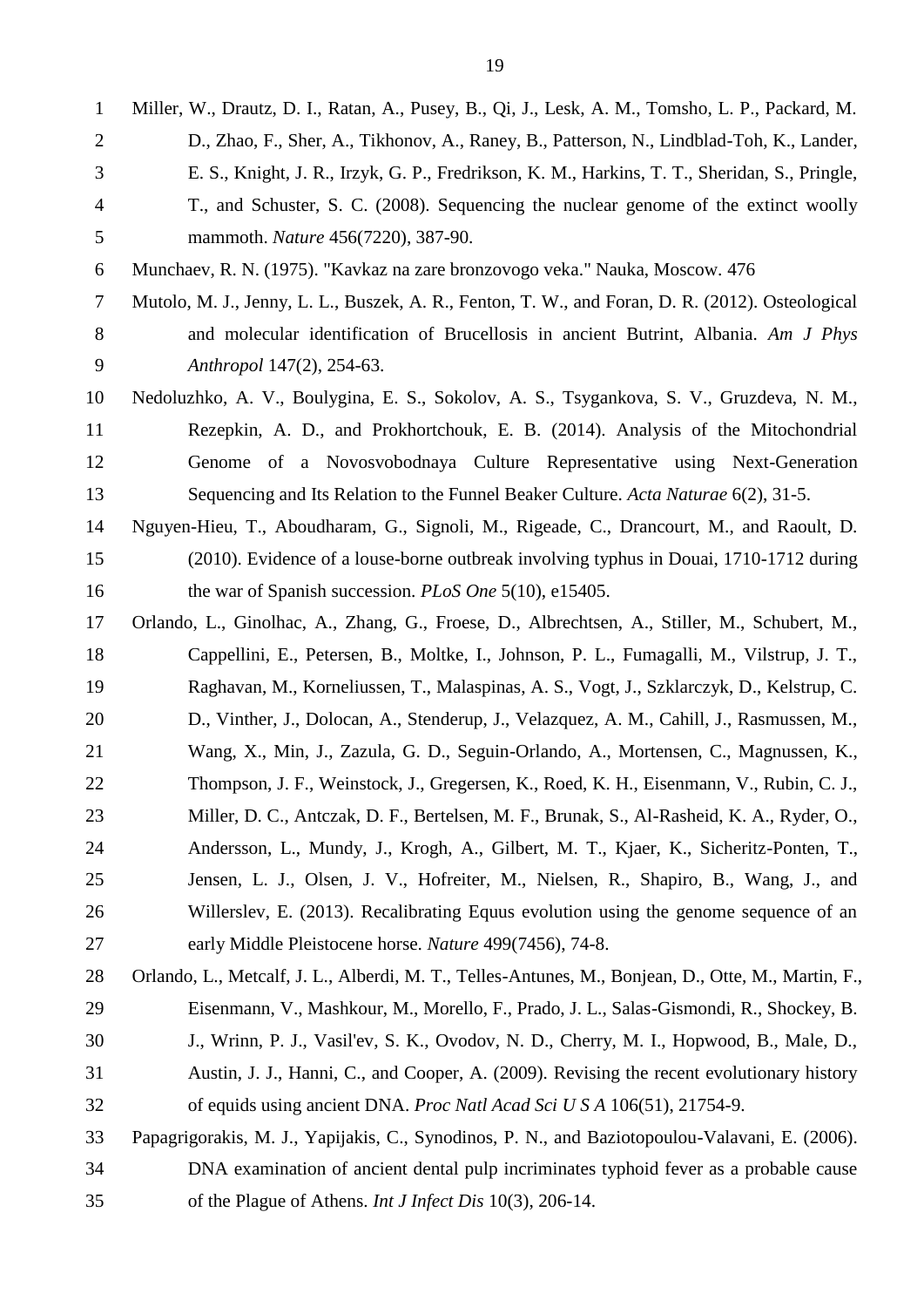Miller, W., Drautz, D. I., Ratan, A., Pusey, B., Qi, J., Lesk, A. M., Tomsho, L. P., Packard, M. D., Zhao, F., Sher, A., Tikhonov, A., Raney, B., Patterson, N., Lindblad-Toh, K., Lander, E. S., Knight, J. R., Irzyk, G. P., Fredrikson, K. M., Harkins, T. T., Sheridan, S., Pringle, T., and Schuster, S. C. (2008). Sequencing the nuclear genome of the extinct woolly mammoth. *Nature* 456(7220), 387-90.

Munchaev, R. N. (1975). "Kavkaz na zare bronzovogo veka." Nauka, Moscow. 476

Mutolo, M. J., Jenny, L. L., Buszek, A. R., Fenton, T. W., and Foran, D. R. (2012). Osteological and molecular identification of Brucellosis in ancient Butrint, Albania. *Am J Phys Anthropol* 147(2), 254-63.

Nedoluzhko, A. V., Boulygina, E. S., Sokolov, A. S., Tsygankova, S. V., Gruzdeva, N. M., Rezepkin, A. D., and Prokhortchouk, E. B. (2014). Analysis of the Mitochondrial Genome of a Novosvobodnaya Culture Representative using Next-Generation Sequencing and Its Relation to the Funnel Beaker Culture. *Acta Naturae* 6(2), 31-5.

Nguyen-Hieu, T., Aboudharam, G., Signoli, M., Rigeade, C., Drancourt, M., and Raoult, D. (2010). Evidence of a louse-borne outbreak involving typhus in Douai, 1710-1712 during the war of Spanish succession. *PLoS One* 5(10), e15405.

Orlando, L., Ginolhac, A., Zhang, G., Froese, D., Albrechtsen, A., Stiller, M., Schubert, M., Cappellini, E., Petersen, B., Moltke, I., Johnson, P. L., Fumagalli, M., Vilstrup, J. T., Raghavan, M., Korneliussen, T., Malaspinas, A. S., Vogt, J., Szklarczyk, D., Kelstrup, C. D., Vinther, J., Dolocan, A., Stenderup, J., Velazquez, A. M., Cahill, J., Rasmussen, M., Wang, X., Min, J., Zazula, G. D., Seguin-Orlando, A., Mortensen, C., Magnussen, K., Thompson, J. F., Weinstock, J., Gregersen, K., Roed, K. H., Eisenmann, V., Rubin, C. J., Miller, D. C., Antczak, D. F., Bertelsen, M. F., Brunak, S., Al-Rasheid, K. A., Ryder, O., Andersson, L., Mundy, J., Krogh, A., Gilbert, M. T., Kjaer, K., Sicheritz-Ponten, T., Jensen, L. J., Olsen, J. V., Hofreiter, M., Nielsen, R., Shapiro, B., Wang, J., and Willerslev, E. (2013). Recalibrating Equus evolution using the genome sequence of an early Middle Pleistocene horse. *Nature* 499(7456), 74-8.

Orlando, L., Metcalf, J. L., Alberdi, M. T., Telles-Antunes, M., Bonjean, D., Otte, M., Martin, F., Eisenmann, V., Mashkour, M., Morello, F., Prado, J. L., Salas-Gismondi, R., Shockey, B. J., Wrinn, P. J., Vasil'ev, S. K., Ovodov, N. D., Cherry, M. I., Hopwood, B., Male, D., Austin, J. J., Hanni, C., and Cooper, A. (2009). Revising the recent evolutionary history of equids using ancient DNA. *Proc Natl Acad Sci U S A* 106(51), 21754-9.

Papagrigorakis, M. J., Yapijakis, C., Synodinos, P. N., and Baziotopoulou-Valavani, E. (2006). DNA examination of ancient dental pulp incriminates typhoid fever as a probable cause of the Plague of Athens. *Int J Infect Dis* 10(3), 206-14.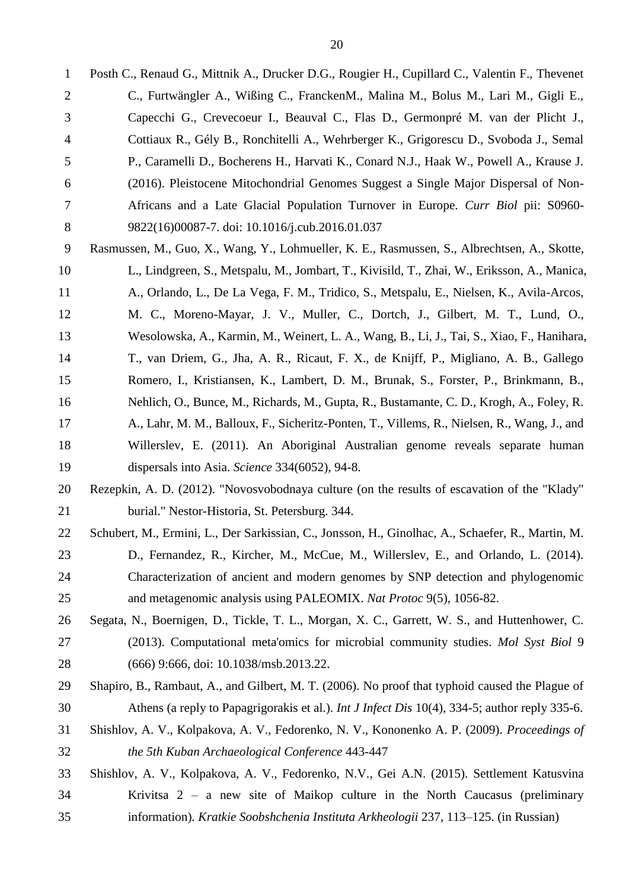Posth C., Renaud G., Mittnik A., Drucker D.G., Rougier H., Cupillard C., Valentin F., Thevenet C., Furtwängler A., Wißing C., FranckenM., Malina M., Bolus M., Lari M., Gigli E., Capecchi G., Crevecoeur I., Beauval C., Flas D., Germonpré M. van der Plicht J., Cottiaux R., Gély B., Ronchitelli A., Wehrberger K., Grigorescu D., Svoboda J., Semal P., Caramelli D., Bocherens H., Harvati K., Conard N.J., Haak W., Powell A., Krause J. (2016). Pleistocene Mitochondrial Genomes Suggest a Single Major Dispersal of Non-Africans and a Late Glacial Population Turnover in Europe. *Curr Biol* pii: S0960-9822(16)00087-7. doi: 10.1016/j.cub.2016.01.037

Rasmussen, M., Guo, X., Wang, Y., Lohmueller, K. E., Rasmussen, S., Albrechtsen, A., Skotte, L., Lindgreen, S., Metspalu, M., Jombart, T., Kivisild, T., Zhai, W., Eriksson, A., Manica, A., Orlando, L., De La Vega, F. M., Tridico, S., Metspalu, E., Nielsen, K., Avila-Arcos, M. C., Moreno-Mayar, J. V., Muller, C., Dortch, J., Gilbert, M. T., Lund, O., Wesolowska, A., Karmin, M., Weinert, L. A., Wang, B., Li, J., Tai, S., Xiao, F., Hanihara, T., van Driem, G., Jha, A. R., Ricaut, F. X., de Knijff, P., Migliano, A. B., Gallego Romero, I., Kristiansen, K., Lambert, D. M., Brunak, S., Forster, P., Brinkmann, B., Nehlich, O., Bunce, M., Richards, M., Gupta, R., Bustamante, C. D., Krogh, A., Foley, R. A., Lahr, M. M., Balloux, F., Sicheritz-Ponten, T., Villems, R., Nielsen, R., Wang, J., and Willerslev, E. (2011). An Aboriginal Australian genome reveals separate human dispersals into Asia. *Science* 334(6052), 94-8.

Rezepkin, A. D. (2012). "Novosvobodnaya culture (on the results of escavation of the "Klady" burial." Nestor-Historia, St. Petersburg. 344.

Schubert, M., Ermini, L., Der Sarkissian, C., Jonsson, H., Ginolhac, A., Schaefer, R., Martin, M. D., Fernandez, R., Kircher, M., McCue, M., Willerslev, E., and Orlando, L. (2014). Characterization of ancient and modern genomes by SNP detection and phylogenomic and metagenomic analysis using PALEOMIX. *Nat Protoc* 9(5), 1056-82.

Segata, N., Boernigen, D., Tickle, T. L., Morgan, X. C., Garrett, W. S., and Huttenhower, C. (2013). Computational meta'omics for microbial community studies. *Mol Syst Biol* 9 (666) 9:666, doi: 10.1038/msb.2013.22.

Shapiro, B., Rambaut, A., and Gilbert, M. T. (2006). No proof that typhoid caused the Plague of Athens (a reply to Papagrigorakis et al.). *Int J Infect Dis* 10(4), 334-5; author reply 335-6.

Shishlov, A. V., Kolpakova, A. V., Fedorenko, N. V., Kononenko A. P. (2009). *Proceedings of the 5th Kuban Archaeological Conference* 443-447

Shishlov, A. V., Kolpakova, A. V., Fedorenko, N.V., Gei A.N. (2015). Settlement Katusvina Krivitsa 2 – a new site of Maikop culture in the North Caucasus (preliminary information). *Kratkie Soobshchenia Instituta Arkheologii* 237, 113–125. (in Russian)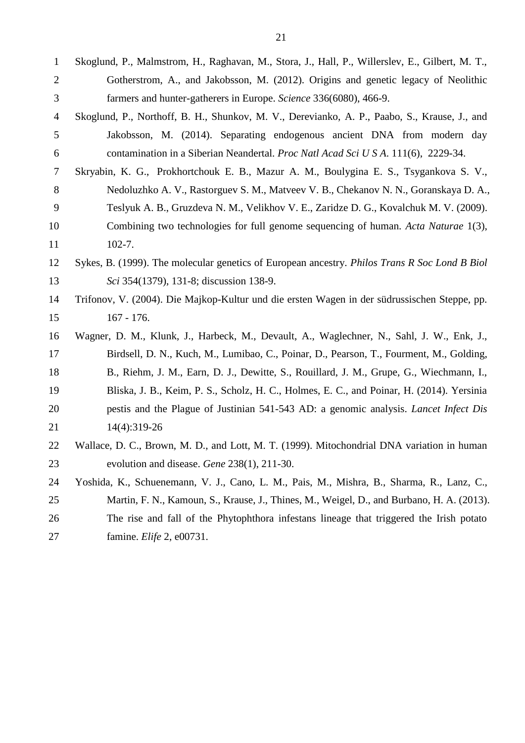Skoglund, P., Malmstrom, H., Raghavan, M., Stora, J., Hall, P., Willerslev, E., Gilbert, M. T., Gotherstrom, A., and Jakobsson, M. (2012). Origins and genetic legacy of Neolithic farmers and hunter-gatherers in Europe. *Science* 336(6080), 466-9.

Skoglund, P., Northoff, B. H., Shunkov, M. V., Derevianko, A. P., Paabo, S., Krause, J., and Jakobsson, M. (2014). Separating endogenous ancient DNA from modern day contamination in a Siberian Neandertal. *Proc Natl Acad Sci U S A.* 111(6), 2229-34.

Skryabin, K. G., Prokhortchouk E. B., Mazur A. M., Boulygina E. S., Tsygankova S. V., Nedoluzhko A. V., Rastorguev S. M., Matveev V. B., Chekanov N. N., Goranskaya D. A., Teslyuk A. B., Gruzdeva N. M., Velikhov V. E., Zaridze D. G., Kovalchuk M. V. (2009). Combining two technologies for full genome sequencing of human. *Acta Naturae* 1(3), 102-7.

Sykes, B. (1999). The molecular genetics of European ancestry. *Philos Trans R Soc Lond B Biol Sci* 354(1379), 131-8; discussion 138-9.

Trifonov, V. (2004). Die Majkop-Kultur und die ersten Wagen in der südrussischen Steppe, pp. 167 - 176.

Wagner, D. M., Klunk, J., Harbeck, M., Devault, A., Waglechner, N., Sahl, J. W., Enk, J., Birdsell, D. N., Kuch, M., Lumibao, C., Poinar, D., Pearson, T., Fourment, M., Golding, B., Riehm, J. M., Earn, D. J., Dewitte, S., Rouillard, J. M., Grupe, G., Wiechmann, I., Bliska, J. B., Keim, P. S., Scholz, H. C., Holmes, E. C., and Poinar, H. (2014). Yersinia pestis and the Plague of Justinian 541-543 AD: a genomic analysis. *Lancet Infect Dis* 14(4):319-26

Wallace, D. C., Brown, M. D., and Lott, M. T. (1999). Mitochondrial DNA variation in human evolution and disease. *Gene* 238(1), 211-30.

Yoshida, K., Schuenemann, V. J., Cano, L. M., Pais, M., Mishra, B., Sharma, R., Lanz, C., Martin, F. N., Kamoun, S., Krause, J., Thines, M., Weigel, D., and Burbano, H. A. (2013). The rise and fall of the Phytophthora infestans lineage that triggered the Irish potato famine. *Elife* 2, e00731.